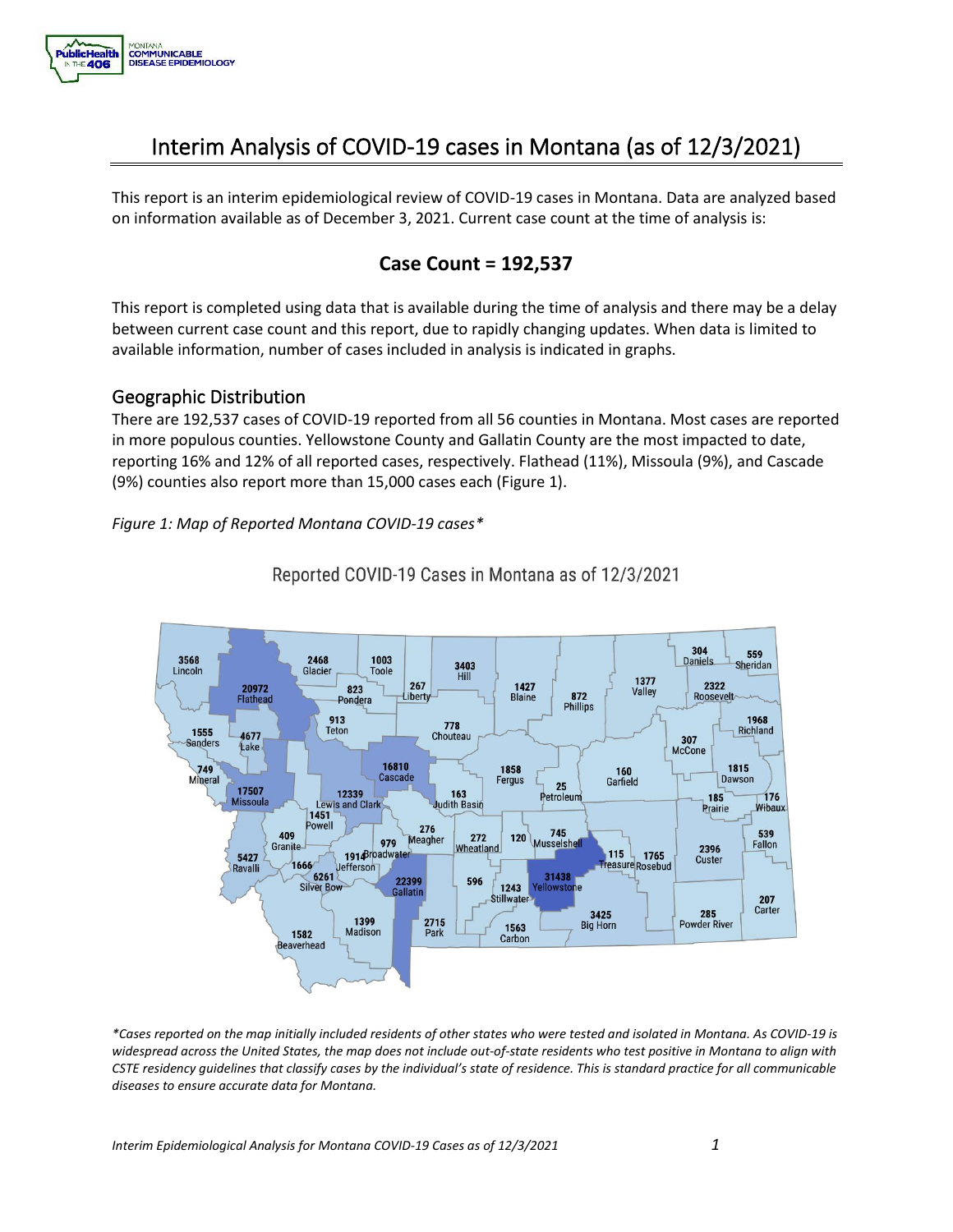# Interim Analysis of COVID-19 cases in Montana (as of 12/3/2021)

This report is an interim epidemiological review of COVID-19 cases in Montana. Data are analyzed based on information available as of December 3, 2021. Current case count at the time of analysis is:

**Case Count = 192,537**

This report is completed using data that is available during the time of analysis and there may be a delay between current case count and this report, due to rapidly changing updates. When data is limited to available information, number of cases included in analysis is indicated in graphs.

## Geographic Distribution

There are 192,537 cases of COVID-19 reported from all 56 counties in Montana. Most cases are reported in more populous counties. Yellowstone County and Gallatin County are the most impacted to date, reporting 16% and 12% of all reported cases, respectively. Flathead (11%), Missoula (9%), and Cascade (9%) counties also report more than 15,000 cases each (Figure 1).

*Figure 1: Map of Reported Montana COVID-19 cases**

Reported COVID-19 Cases in Montana as of 12/3/2021

3568 Lincoln
2468 Glacier
1003 Toole
3403 Hill
1427 Blaine
872 Phillips
1377 Valley
304 Daniels
559 Sheridan
2322 Roosevelt
20972 Flathead
823 Pondera
267 Liberty
913 Teton
778 Chouteau
1968 Richland
307 McCone
1555 Sanders
4677 Lake
16810 Cascade
1858 Fergus
25 Petroleum
160 Garfield
1815 Dawson
749 Mineral
17507 Missoula
12339 Lewis and Clark
163 Judith Basin
185 Prairie
176 Wibaux
1451 Powell
276 Meagher
409 Granite
979 Broadwater
272 Wheatland
120
745 Musselshell
539 Fallon
5427 Ravalli
1914 Broadwater
1666 Jefferson
115 Treasure
1765 Rosebud
2396 Custer
6261 Silver Bow
22399 Gallatin
596
1243 Stillwater
31438 Yellowstone
207 Carter
1399 Madison
2715 Park
1563 Carbon
3425 Big Horn
285 Powder River
1582 Beaverhead

*\*Cases reported on the map initially included residents of other states who were tested and isolated in Montana. As COVID-19 is widespread across the United States, the map does not include out-of-state residents who test positive in Montana to align with CSTE residency guidelines that classify cases by the individual's state of residence. This is standard practice for all communicable diseases to ensure accurate data for Montana.*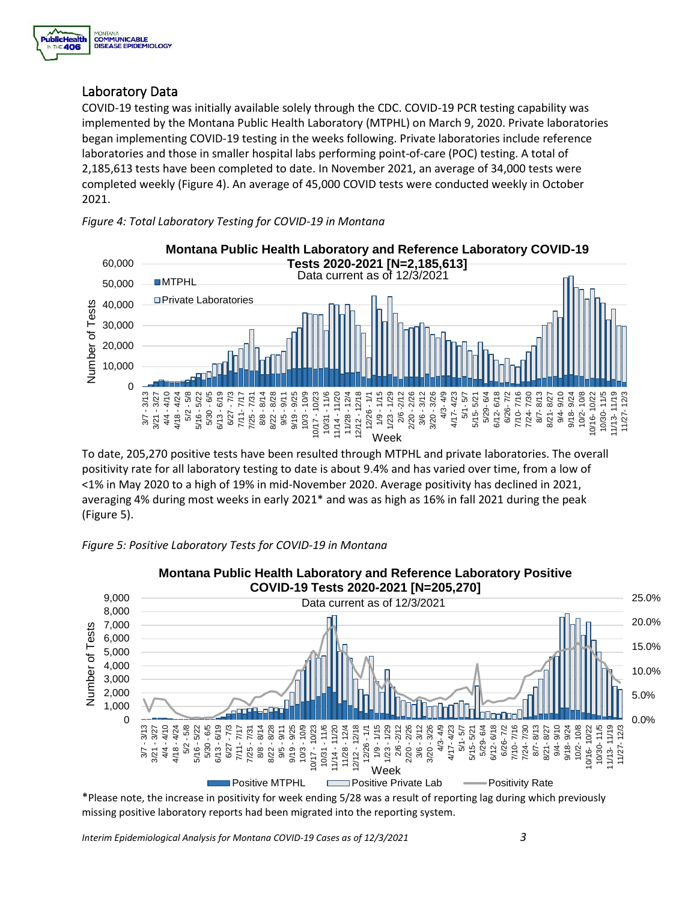## Laboratory Data

COVID-19 testing was initially available solely through the CDC. COVID-19 PCR testing capability was implemented by the Montana Public Health Laboratory (MTPHL) on March 9, 2020. Private laboratories began implementing COVID-19 testing in the weeks following. Private laboratories include reference laboratories and those in smaller hospital labs performing point-of-care (POC) testing. A total of 2,185,613 tests have been completed to date. In November 2021, an average of 34,000 tests were completed weekly (Figure 4). An average of 45,000 COVID tests were conducted weekly in October 2021.

*Figure 4: Total Laboratory Testing for COVID-19 in Montana*

Montana Public Health Laboratory and Reference Laboratory COVID-19 Tests 2020-2021 [N=2,185,613]

Data current as of 12/3/2021

MTPHL

Private Laboratories

Number of Tests

0
10,000
20,000
30,000
40,000
50,000
60,000

Week

3/7 - 3/13, 3/21 - 3/27, 4/4 - 4/10, 4/18 - 4/24, 5/2 - 5/8, 5/16 - 5/22, 5/30 - 6/5, 6/13 - 6/19, 6/27 - 7/3, 7/11- 7/17, 7/25 - 7/31, 8/8 - 8/14, 8/22 - 8/28, 9/5 - 9/11, 9/19 - 9/25, 10/3 - 10/9, 10/17 - 10/23, 10/31 - 11/6, 11/14 - 11/20, 11/28 - 12/4, 12/12 - 12/18, 12/26 - 1/1, 1/9 - 1/15, 1/23 - 1/29, 2/6 - 2/12, 2/20 - 2/26, 3/6 - 3/12, 3/20 - 3/26, 4/3- 4/9, 4/17 - 4/23, 5/1- 5/7, 5/15- 5/21, 5/29- 6/4, 6/12- 6/18, 6/26- 7/2, 7/10- 7/16, 7/24- 7/30, 8/7- 8/13, 8/21- 8/27, 9/4- 9/10, 9/18- 9/24, 10/2- 10/8, 10/16- 10/22, 10/30- 11/5, 11/13- 11/19, 11/27- 12/3

To date, 205,270 positive tests have been resulted through MTPHL and private laboratories. The overall positivity rate for all laboratory testing to date is about 9.4% and has varied over time, from a low of <1% in May 2020 to a high of 19% in mid-November 2020. Average positivity has declined in 2021, averaging 4% during most weeks in early 2021* and was as high as 16% in fall 2021 during the peak (Figure 5).

*Figure 5: Positive Laboratory Tests for COVID-19 in Montana*

Montana Public Health Laboratory and Reference Laboratory Positive COVID-19 Tests 2020-2021 [N=205,270]

Data current as of 12/3/2021

Number of Tests

0
1,000
2,000
3,000
4,000
5,000
6,000
7,000
8,000
9,000

0.0%
5.0%
10.0%
15.0%
20.0%
25.0%

Week

3/7 - 3/13, 3/21 - 3/27, 4/4 - 4/10, 4/18 - 4/24, 5/2 - 5/8, 5/16 - 5/22, 5/30 - 6/5, 6/13 - 6/19, 6/27 - 7/3, 7/11- 7/17, 7/25 - 7/31, 8/8 - 8/14, 8/22 - 8/28, 9/5 - 9/11, 9/19 - 9/25, 10/3 - 10/9, 10/17 - 10/23, 10/31 - 11/6, 11/14 - 11/20, 11/28 - 12/4, 12/12 - 12/18, 12/26 - 1/1, 1/9 - 1/15, 1/23 - 1/29, 2/6 - 2/12, 2/20 - 2/26, 3/6 - 3/12, 3/20 - 3/26, 4/3- 4/9, 4/17 - 4/23, 5/1- 5/7, 5/15- 5/21, 5/29- 6/4, 6/12- 6/18, 6/26- 7/2, 7/10- 7/16, 7/24- 7/30, 8/7- 8/13, 8/21- 8/27, 9/4- 9/10, 9/18- 9/24, 10/2- 10/8, 10/16- 10/22, 10/30- 11/5, 11/13- 11/19, 11/27- 12/3

Positive MTPHL
Positive Private Lab
Positivity Rate

*Please note, the increase in positivity for week ending 5/28 was a result of reporting lag during which previously missing positive laboratory reports had been migrated into the reporting system.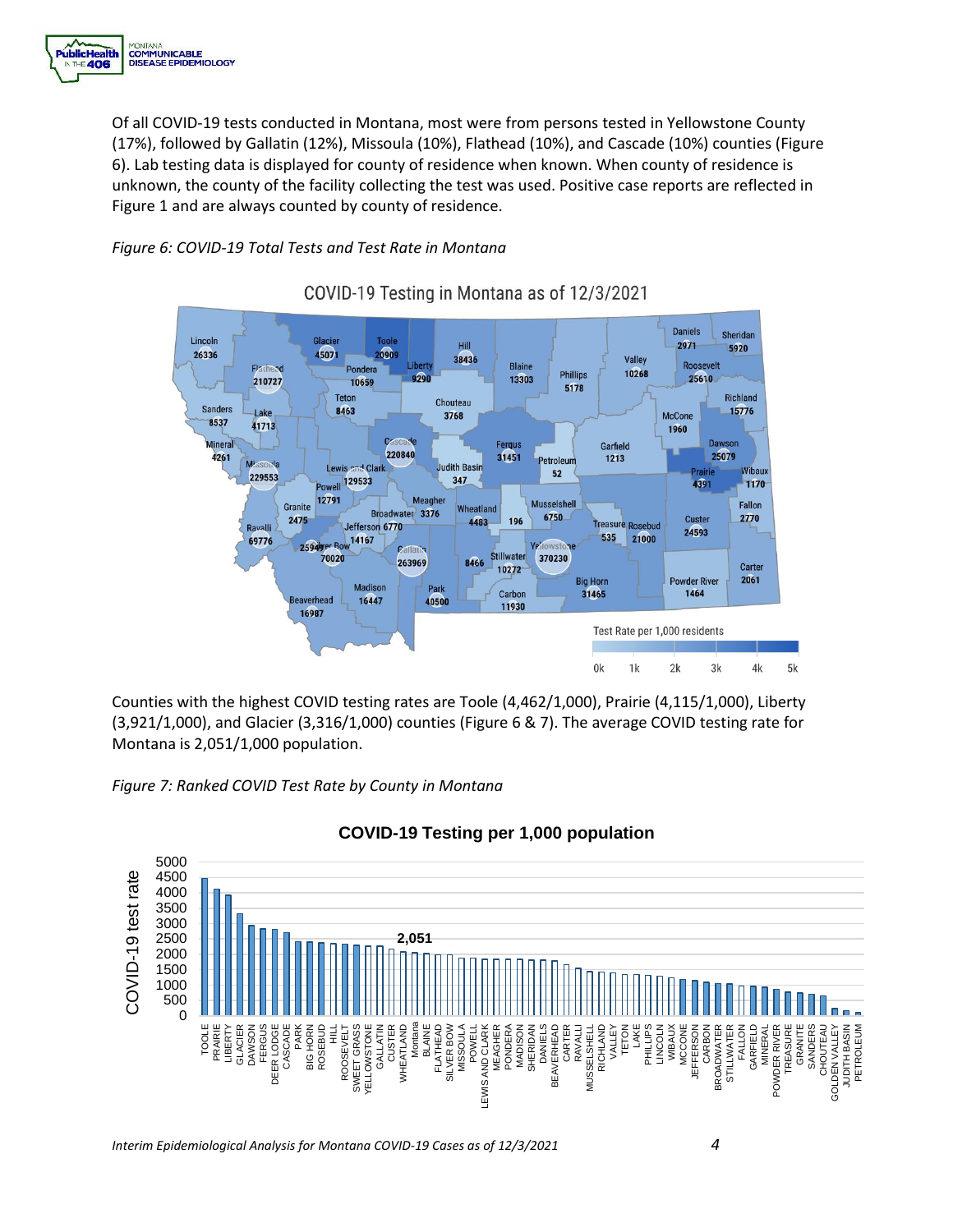Of all COVID-19 tests conducted in Montana, most were from persons tested in Yellowstone County (17%), followed by Gallatin (12%), Missoula (10%), Flathead (10%), and Cascade (10%) counties (Figure 6). Lab testing data is displayed for county of residence when known. When county of residence is unknown, the county of the facility collecting the test was used. Positive case reports are reflected in Figure 1 and are always counted by county of residence.

*Figure 6: COVID-19 Total Tests and Test Rate in Montana*

COVID-19 Testing in Montana as of 12/3/2021

Lincoln 26336
Glacier 45071
Toole 20909
Hill 38436
Liberty 9290
Daniels 2971
Sheridan 5920
Flathead 210727
Pondera 10659
Blaine 13303
Phillips 5178
Valley 10268
Roosevelt 25610
Teton 8463
Chouteau 3768
Richland 15776
Sanders 8537
Lake 41713
McCone 1960
Mineral 4261
Cascade 220840
Fergus 31451
Petroleum 52
Garfield 1213
Dawson 25079
Missoula 229553
Lewis and Clark 129533
Judith Basin 347
Prairie 4391
Wibaux 1170
Powell 12791
Meagher
Granite 2475
Broadwater 3376
Wheatland 4483
196
Musselshell 6750
Fallon 2770
Ravalli 69776
Jefferson 6770
Treasure 535
Rosebud 21000
Custer 24593
25949
Silver Bow 70020
14167
Gallatin 263969
Yellowstone 370230
8466
Stillwater 10272
Carter 2061
Madison 16447
Park 40500
Big Horn 31465
Powder River 1464
Beaverhead 16987
Carbon 11930

Test Rate per 1,000 residents
0k 1k 2k 3k 4k 5k

Counties with the highest COVID testing rates are Toole (4,462/1,000), Prairie (4,115/1,000), Liberty (3,921/1,000), and Glacier (3,316/1,000) counties (Figure 6 & 7). The average COVID testing rate for Montana is 2,051/1,000 population.

*Figure 7: Ranked COVID Test Rate by County in Montana*

**COVID-19 Testing per 1,000 population**

COVID-19 test rate

5000
4500
4000
3500
3000
2500
2000
1500
1000
500
0

2,051

TOOLE
PRAIRIE
LIBERTY
GLACIER
DAWSON
FERGUS
DEER LODGE
CASCADE
PARK
BIG HORN
ROSEBUD
HILL
ROOSEVELT
SWEET GRASS
YELLOWSTONE
GALLATIN
CUSTER
WHEATLAND
Montana
BLAINE
FLATHEAD
SILVER BOW
MISSOULA
POWELL
LEWIS AND CLARK
MEAGHER
PONDERA
MADISON
SHERIDAN
DANIELS
BEAVERHEAD
CARTER
RAVALLI
MUSSELSHELL
RICHLAND
VALLEY
TETON
LAKE
PHILLIPS
LINCOLN
WIBAUX
MCCONE
JEFFERSON
CARBON
BROADWATER
STILLWATER
FALLON
GARFIELD
MINERAL
POWDER RIVER
TREASURE
GRANITE
SANDERS
CHOUTEAU
GOLDEN VALLEY
JUDITH BASIN
PETROLEUM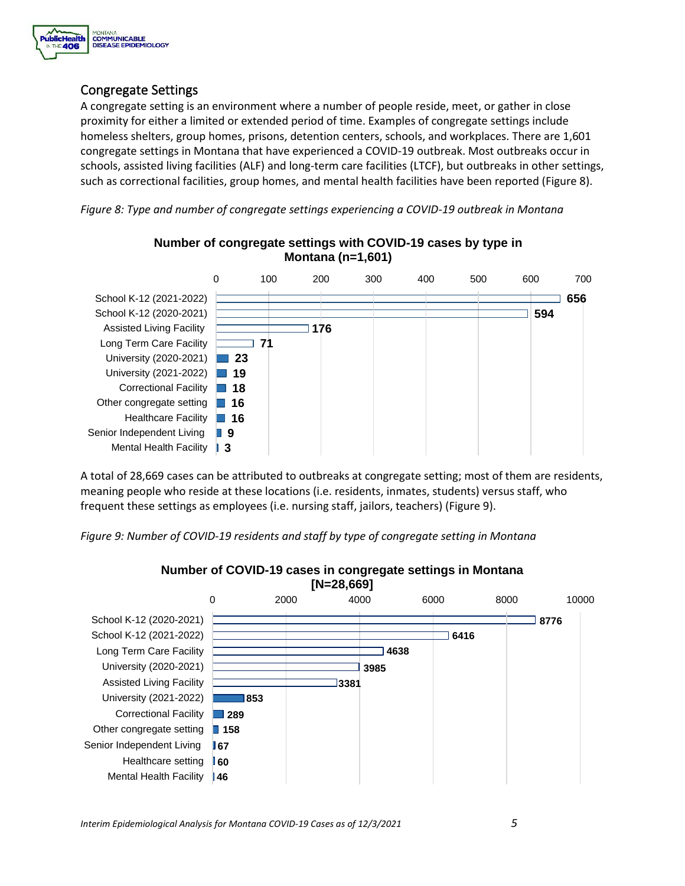## Congregate Settings

A congregate setting is an environment where a number of people reside, meet, or gather in close proximity for either a limited or extended period of time. Examples of congregate settings include homeless shelters, group homes, prisons, detention centers, schools, and workplaces. There are 1,601 congregate settings in Montana that have experienced a COVID-19 outbreak. Most outbreaks occur in schools, assisted living facilities (ALF) and long-term care facilities (LTCF), but outbreaks in other settings, such as correctional facilities, group homes, and mental health facilities have been reported (Figure 8).

*Figure 8: Type and number of congregate settings experiencing a COVID-19 outbreak in Montana*

**Number of congregate settings with COVID-19 cases by type in Montana (n=1,601)**

| Setting | Number |
| --- | --- |
| School K-12 (2021-2022) | 656 |
| School K-12 (2020-2021) | 594 |
| Assisted Living Facility | 176 |
| Long Term Care Facility | 71 |
| University (2020-2021) | 23 |
| University (2021-2022) | 19 |
| Correctional Facility | 18 |
| Other congregate setting | 16 |
| Healthcare Facility | 16 |
| Senior Independent Living | 9 |
| Mental Health Facility | 3 |

A total of 28,669 cases can be attributed to outbreaks at congregate setting; most of them are residents, meaning people who reside at these locations (i.e. residents, inmates, students) versus staff, who frequent these settings as employees (i.e. nursing staff, jailors, teachers) (Figure 9).

*Figure 9: Number of COVID-19 residents and staff by type of congregate setting in Montana*

**Number of COVID-19 cases in congregate settings in Montana [N=28,669]**

| Setting | Cases |
| --- | --- |
| School K-12 (2020-2021) | 8776 |
| School K-12 (2021-2022) | 6416 |
| Long Term Care Facility | 4638 |
| University (2020-2021) | 3985 |
| Assisted Living Facility | 3381 |
| University (2021-2022) | 853 |
| Correctional Facility | 289 |
| Other congregate setting | 158 |
| Senior Independent Living | 67 |
| Healthcare setting | 60 |
| Mental Health Facility | 46 |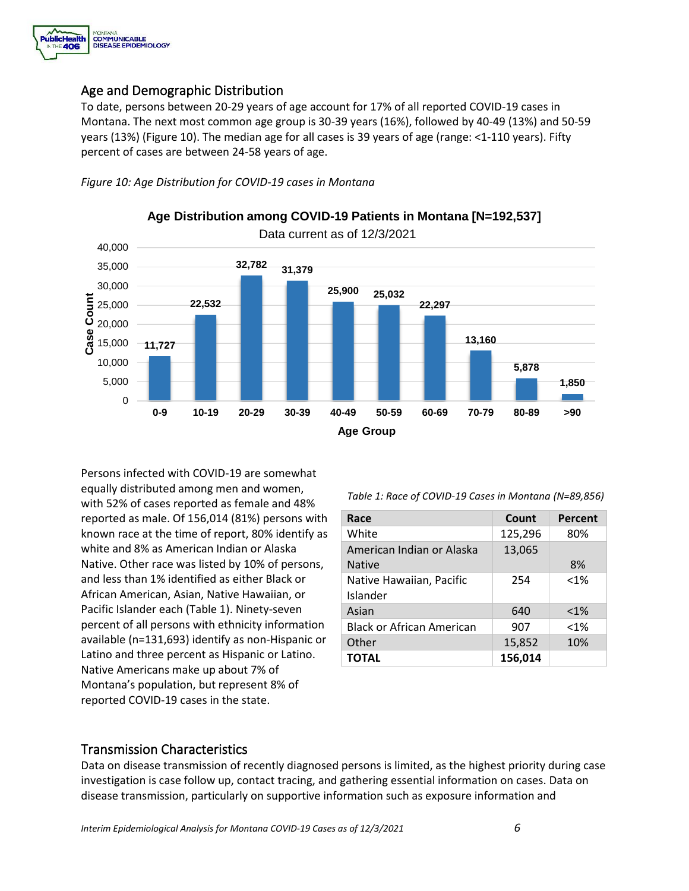## Age and Demographic Distribution

To date, persons between 20-29 years of age account for 17% of all reported COVID-19 cases in Montana. The next most common age group is 30-39 years (16%), followed by 40-49 (13%) and 50-59 years (13%) (Figure 10). The median age for all cases is 39 years of age (range: <1-110 years). Fifty percent of cases are between 24-58 years of age.

*Figure 10: Age Distribution for COVID-19 cases in Montana*

**Age Distribution among COVID-19 Patients in Montana [N=192,537]**

Data current as of 12/3/2021

Case Count

40,000
35,000
30,000
25,000
20,000
15,000
10,000
5,000
0

11,727
22,532
32,782
31,379
25,900
25,032
22,297
13,160
5,878
1,850

0-9
10-19
20-29
30-39
40-49
50-59
60-69
70-79
80-89
>90

Age Group

Persons infected with COVID-19 are somewhat equally distributed among men and women, with 52% of cases reported as female and 48% reported as male. Of 156,014 (81%) persons with known race at the time of report, 80% identify as white and 8% as American Indian or Alaska Native. Other race was listed by 10% of persons, and less than 1% identified as either Black or African American, Asian, Native Hawaiian, or Pacific Islander each (Table 1). Ninety-seven percent of all persons with ethnicity information available (n=131,693) identify as non-Hispanic or Latino and three percent as Hispanic or Latino. Native Americans make up about 7% of Montana's population, but represent 8% of reported COVID-19 cases in the state.

*Table 1: Race of COVID-19 Cases in Montana (N=89,856)*

| Race | Count | Percent |
|---|---|---|
| White | 125,296 | 80% |
| American Indian or Alaska Native | 13,065 | 8% |
| Native Hawaiian, Pacific Islander | 254 | <1% |
| Asian | 640 | <1% |
| Black or African American | 907 | <1% |
| Other | 15,852 | 10% |
| **TOTAL** | **156,014** | |

## Transmission Characteristics

Data on disease transmission of recently diagnosed persons is limited, as the highest priority during case investigation is case follow up, contact tracing, and gathering essential information on cases. Data on disease transmission, particularly on supportive information such as exposure information and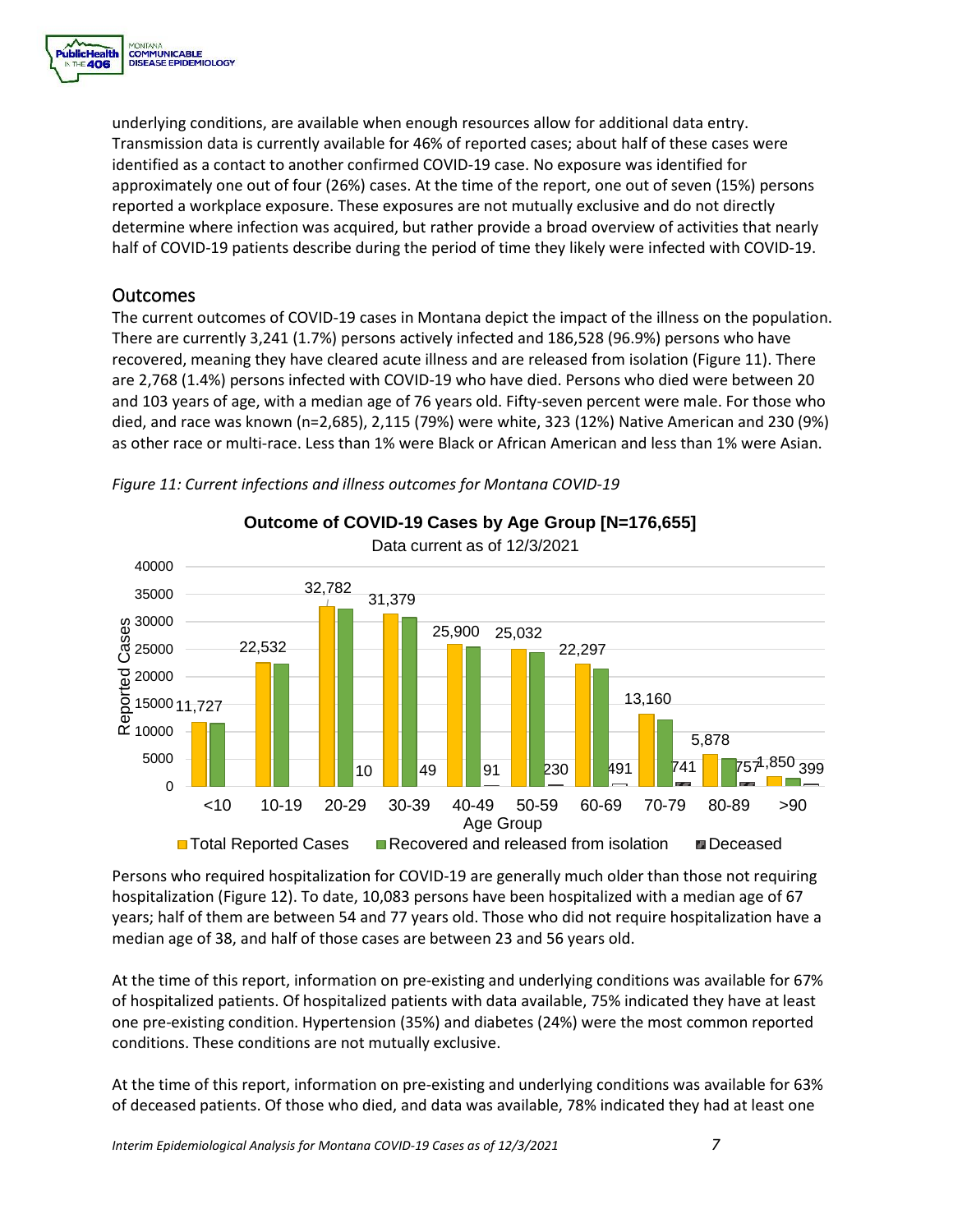underlying conditions, are available when enough resources allow for additional data entry. Transmission data is currently available for 46% of reported cases; about half of these cases were identified as a contact to another confirmed COVID-19 case. No exposure was identified for approximately one out of four (26%) cases. At the time of the report, one out of seven (15%) persons reported a workplace exposure. These exposures are not mutually exclusive and do not directly determine where infection was acquired, but rather provide a broad overview of activities that nearly half of COVID-19 patients describe during the period of time they likely were infected with COVID-19.

## Outcomes

The current outcomes of COVID-19 cases in Montana depict the impact of the illness on the population. There are currently 3,241 (1.7%) persons actively infected and 186,528 (96.9%) persons who have recovered, meaning they have cleared acute illness and are released from isolation (Figure 11). There are 2,768 (1.4%) persons infected with COVID-19 who have died. Persons who died were between 20 and 103 years of age, with a median age of 76 years old. Fifty-seven percent were male. For those who died, and race was known (n=2,685), 2,115 (79%) were white, 323 (12%) Native American and 230 (9%) as other race or multi-race. Less than 1% were Black or African American and less than 1% were Asian.

*Figure 11: Current infections and illness outcomes for Montana COVID-19*

**Outcome of COVID-19 Cases by Age Group [N=176,655]**
Data current as of 12/3/2021

| Age Group | Total Reported Cases | Deceased |
|---|---|---|
| <10 | 11,727 | |
| 10-19 | 22,532 | |
| 20-29 | 32,782 | 10 |
| 30-39 | 31,379 | 49 |
| 40-49 | 25,900 | 91 |
| 50-59 | 25,032 | 230 |
| 60-69 | 22,297 | 491 |
| 70-79 | 13,160 | 741 |
| 80-89 | 5,878 | 757 |
| >90 | 1,850 | 399 |

Persons who required hospitalization for COVID-19 are generally much older than those not requiring hospitalization (Figure 12). To date, 10,083 persons have been hospitalized with a median age of 67 years; half of them are between 54 and 77 years old. Those who did not require hospitalization have a median age of 38, and half of those cases are between 23 and 56 years old.

At the time of this report, information on pre-existing and underlying conditions was available for 67% of hospitalized patients. Of hospitalized patients with data available, 75% indicated they have at least one pre-existing condition. Hypertension (35%) and diabetes (24%) were the most common reported conditions. These conditions are not mutually exclusive.

At the time of this report, information on pre-existing and underlying conditions was available for 63% of deceased patients. Of those who died, and data was available, 78% indicated they had at least one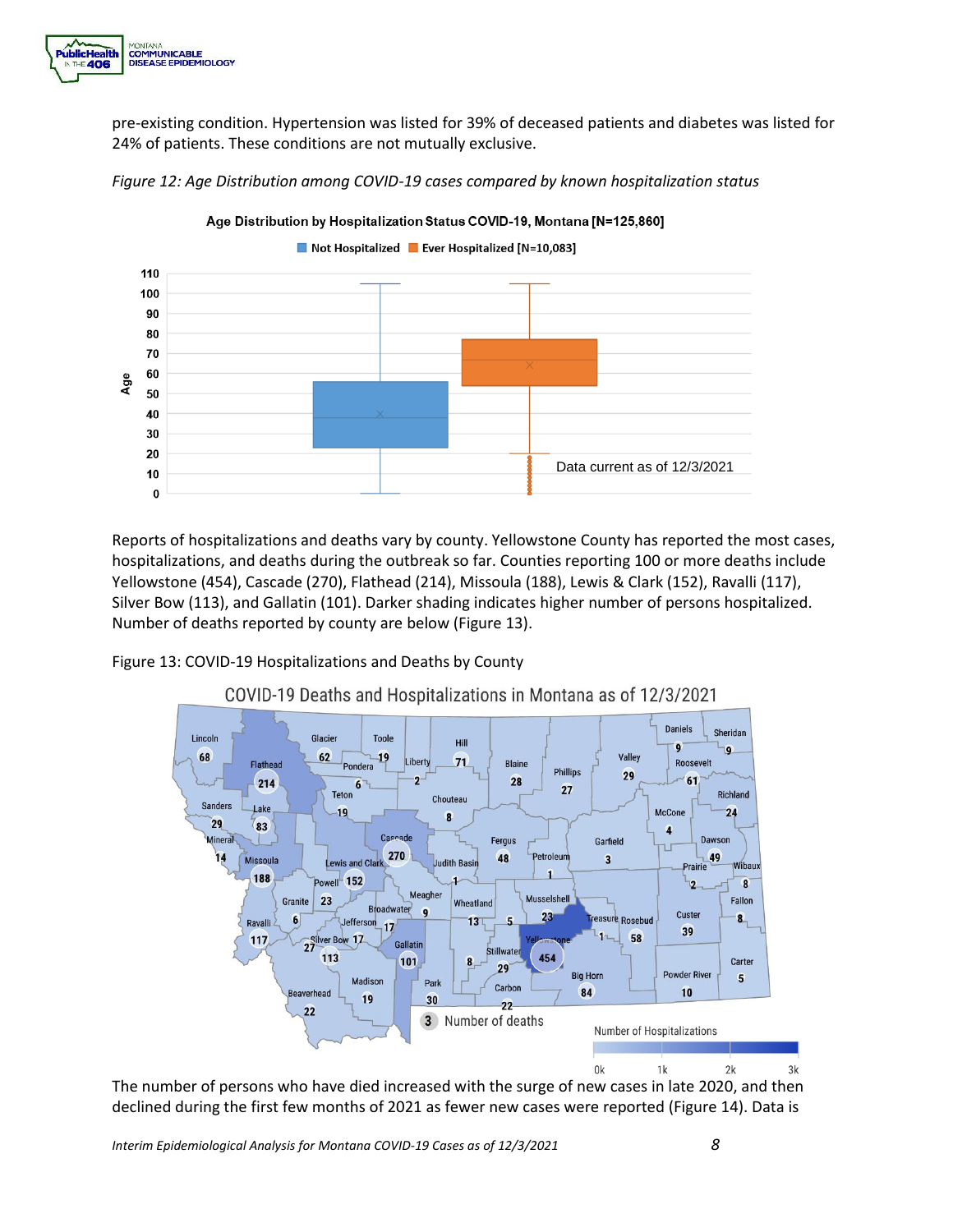pre-existing condition. Hypertension was listed for 39% of deceased patients and diabetes was listed for 24% of patients. These conditions are not mutually exclusive.

*Figure 12: Age Distribution among COVID-19 cases compared by known hospitalization status*

Age Distribution by Hospitalization Status COVID-19, Montana [N=125,860]

Not Hospitalized
Ever Hospitalized [N=10,083]

Age

110
100
90
80
70
60
50
40
30
20
10
0

Data current as of 12/3/2021

Reports of hospitalizations and deaths vary by county. Yellowstone County has reported the most cases, hospitalizations, and deaths during the outbreak so far. Counties reporting 100 or more deaths include Yellowstone (454), Cascade (270), Flathead (214), Missoula (188), Lewis & Clark (152), Ravalli (117), Silver Bow (113), and Gallatin (101). Darker shading indicates higher number of persons hospitalized. Number of deaths reported by county are below (Figure 13).

Figure 13: COVID-19 Hospitalizations and Deaths by County

COVID-19 Deaths and Hospitalizations in Montana as of 12/3/2021

Lincoln 68
Flathead 214
Glacier 62
Toole 19
Pondera 6
Liberty 2
Hill 71
Blaine 28
Phillips 27
Valley 29
Daniels 9
Sheridan 9
Roosevelt 61
Richland 24
Sanders 29
Lake 83
Teton 19
Chouteau 8
McCone 4
Dawson 49
Mineral 14
Missoula 188
Cascade 270
Lewis and Clark 152
Judith Basin 1
Fergus 48
Petroleum 1
Garfield 3
Prairie 2
Wibaux 8
Powell 152
Granite 23
Meagher 9
Broadwater 9
Wheatland 13
Golden Valley 5
Musselshell 23
Treasure 1
Rosebud 58
Custer 39
Fallon 8
Ravalli 117
Jefferson 17
Silver Bow 113
Deer Lodge 27
Gallatin 101
Sweet Grass 8
Stillwater 29
Yellowstone 454
Big Horn 84
Powder River 10
Carter 5
Beaverhead 22
Madison 19
Park 30
Carbon 22

3 Number of deaths

Number of Hospitalizations

0k 1k 2k 3k

The number of persons who have died increased with the surge of new cases in late 2020, and then declined during the first few months of 2021 as fewer new cases were reported (Figure 14). Data is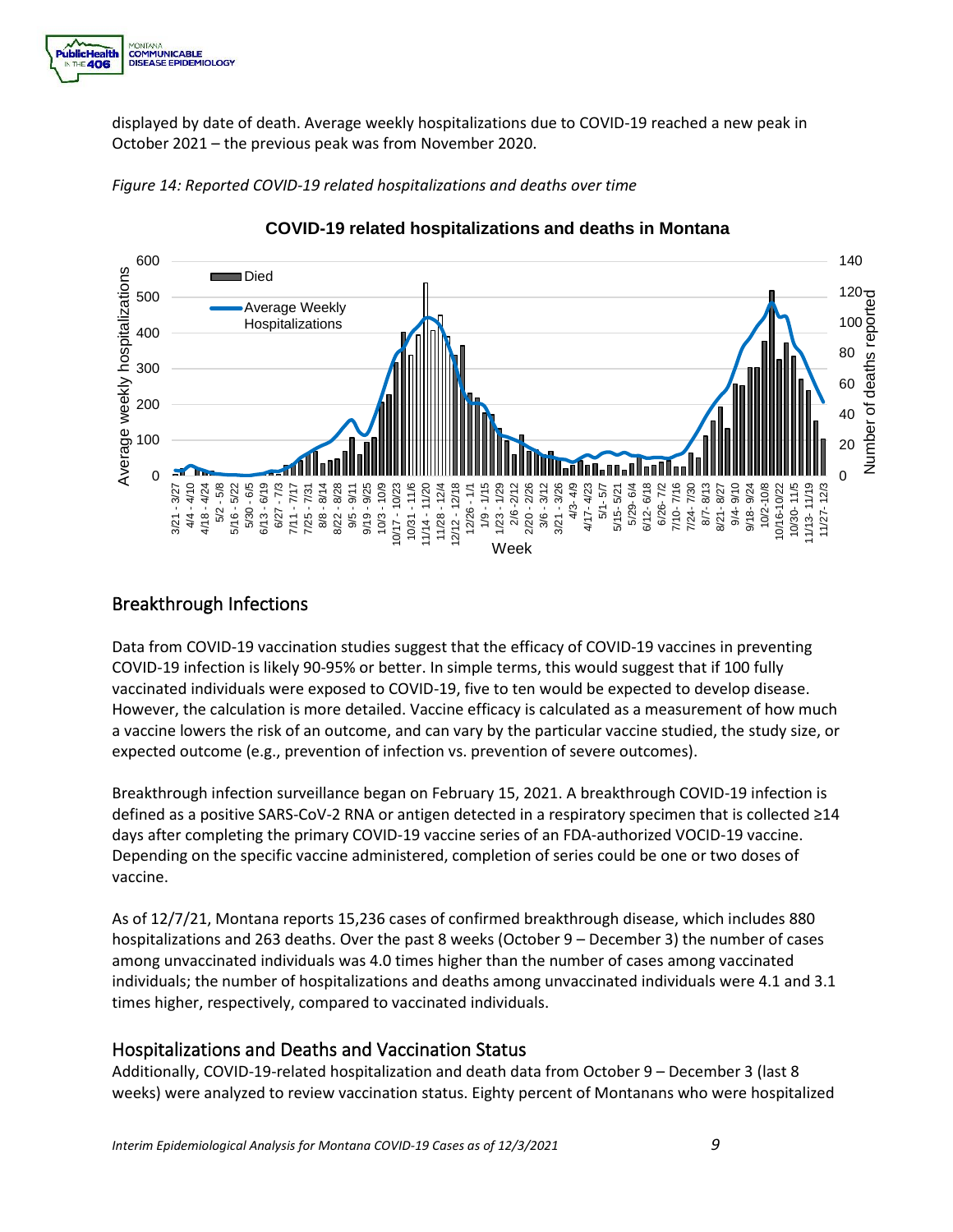displayed by date of death. Average weekly hospitalizations due to COVID-19 reached a new peak in October 2021 – the previous peak was from November 2020.

*Figure 14: Reported COVID-19 related hospitalizations and deaths over time*

**COVID-19 related hospitalizations and deaths in Montana**

Died
Average Weekly Hospitalizations

Average weekly hospitalizations
0
100
200
300
400
500
600

Number of deaths reported
0
20
40
60
80
100
120
140

Week
3/21 - 3/27
4/4 - 4/10
4/18 - 4/24
5/2 - 5/8
5/16 - 5/22
5/30 - 6/5
6/13 - 6/19
6/27 - 7/3
7/11 - 7/17
7/25 - 7/31
8/8 - 8/14
8/22 - 8/28
9/5 - 9/11
9/19 - 9/25
10/3 - 10/9
10/17 - 10/23
10/31 - 11/6
11/14 - 11/20
11/28 - 12/4
12/12 - 12/18
12/26 - 1/1
1/9 - 1/15
1/23 - 1/29
2/6 -2/12
2/20 - 2/26
3/6 - 3/12
3/21 - 3/26
4/3- 4/9
4/17- 4/23
5/1- 5/7
5/15- 5/21
5/29- 6/4
6/12- 6/18
6/26- 7/2
7/10- 7/16
7/24- 7/30
8/7- 8/13
8/21- 8/27
9/4- 9/10
9/18- 9/24
10/2-10/8
10/16-10/22
10/30- 11/5
11/13- 11/19
11/27- 12/3

## Breakthrough Infections

Data from COVID-19 vaccination studies suggest that the efficacy of COVID-19 vaccines in preventing COVID-19 infection is likely 90-95% or better. In simple terms, this would suggest that if 100 fully vaccinated individuals were exposed to COVID-19, five to ten would be expected to develop disease. However, the calculation is more detailed. Vaccine efficacy is calculated as a measurement of how much a vaccine lowers the risk of an outcome, and can vary by the particular vaccine studied, the study size, or expected outcome (e.g., prevention of infection vs. prevention of severe outcomes).

Breakthrough infection surveillance began on February 15, 2021. A breakthrough COVID-19 infection is defined as a positive SARS-CoV-2 RNA or antigen detected in a respiratory specimen that is collected ≥14 days after completing the primary COVID-19 vaccine series of an FDA-authorized VOCID-19 vaccine. Depending on the specific vaccine administered, completion of series could be one or two doses of vaccine.

As of 12/7/21, Montana reports 15,236 cases of confirmed breakthrough disease, which includes 880 hospitalizations and 263 deaths. Over the past 8 weeks (October 9 – December 3) the number of cases among unvaccinated individuals was 4.0 times higher than the number of cases among vaccinated individuals; the number of hospitalizations and deaths among unvaccinated individuals were 4.1 and 3.1 times higher, respectively, compared to vaccinated individuals.

## Hospitalizations and Deaths and Vaccination Status

Additionally, COVID-19-related hospitalization and death data from October 9 – December 3 (last 8 weeks) were analyzed to review vaccination status. Eighty percent of Montanans who were hospitalized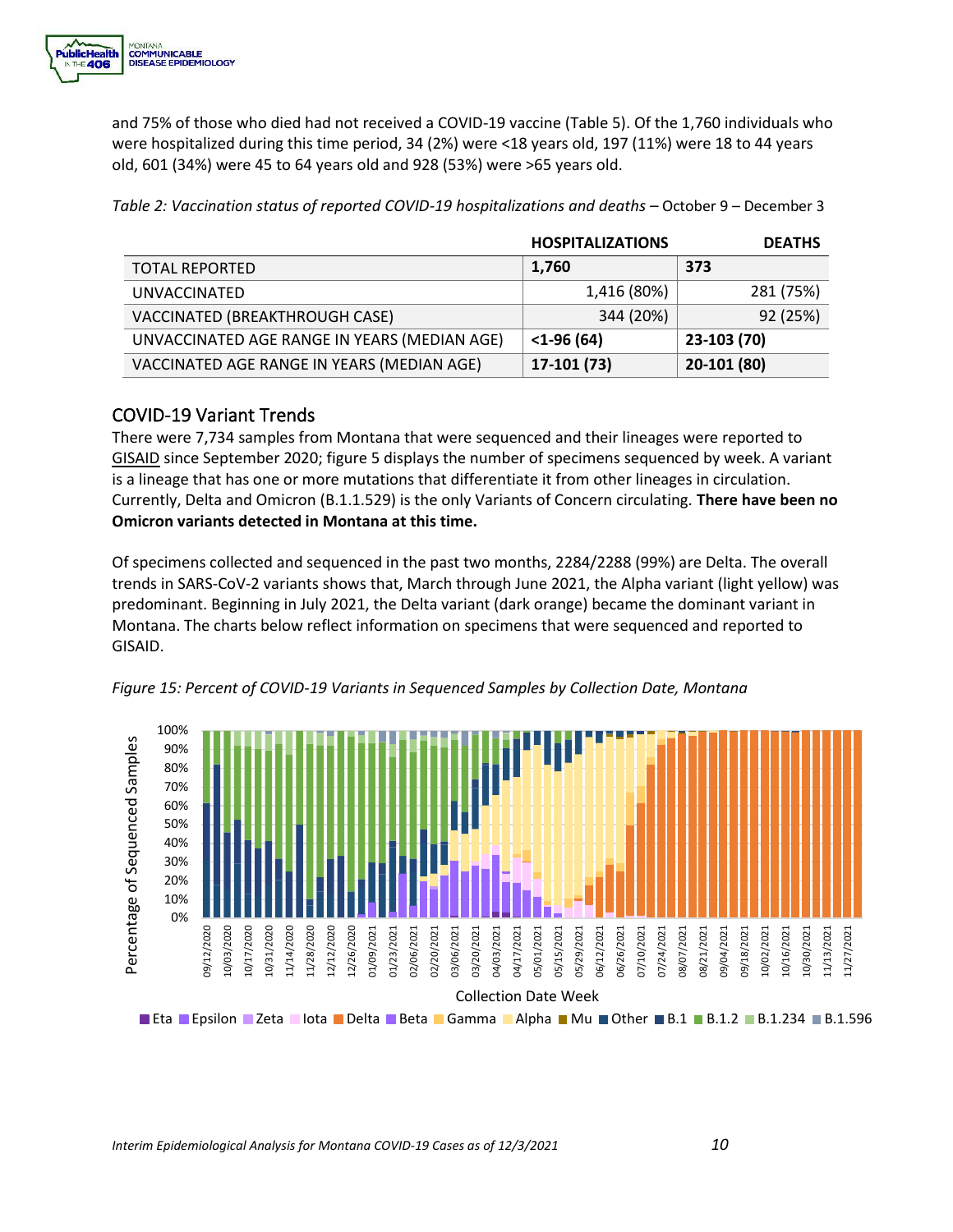and 75% of those who died had not received a COVID-19 vaccine (Table 5). Of the 1,760 individuals who were hospitalized during this time period, 34 (2%) were <18 years old, 197 (11%) were 18 to 44 years old, 601 (34%) were 45 to 64 years old and 928 (53%) were >65 years old.

*Table 2: Vaccination status of reported COVID-19 hospitalizations and deaths* – October 9 – December 3

| | HOSPITALIZATIONS | DEATHS |
|---|---|---|
| TOTAL REPORTED | **1,760** | **373** |
| UNVACCINATED | 1,416 (80%) | 281 (75%) |
| VACCINATED (BREAKTHROUGH CASE) | 344 (20%) | 92 (25%) |
| UNVACCINATED AGE RANGE IN YEARS (MEDIAN AGE) | **<1-96 (64)** | **23-103 (70)** |
| VACCINATED AGE RANGE IN YEARS (MEDIAN AGE) | **17-101 (73)** | **20-101 (80)** |

## COVID-19 Variant Trends

There were 7,734 samples from Montana that were sequenced and their lineages were reported to GISAID since September 2020; figure 5 displays the number of specimens sequenced by week. A variant is a lineage that has one or more mutations that differentiate it from other lineages in circulation. Currently, Delta and Omicron (B.1.1.529) is the only Variants of Concern circulating. **There have been no Omicron variants detected in Montana at this time.**

Of specimens collected and sequenced in the past two months, 2284/2288 (99%) are Delta. The overall trends in SARS-CoV-2 variants shows that, March through June 2021, the Alpha variant (light yellow) was predominant. Beginning in July 2021, the Delta variant (dark orange) became the dominant variant in Montana. The charts below reflect information on specimens that were sequenced and reported to GISAID.

*Figure 15: Percent of COVID-19 Variants in Sequenced Samples by Collection Date, Montana*

Percentage of Sequenced Samples

100%
90%
80%
70%
60%
50%
40%
30%
20%
10%
0%

09/12/2020 10/03/2020 10/17/2020 10/31/2020 11/14/2020 11/28/2020 12/12/2020 12/26/2020 01/09/2021 01/23/2021 02/06/2021 02/20/2021 03/06/2021 03/20/2021 04/03/2021 04/17/2021 05/01/2021 05/15/2021 05/29/2021 06/12/2021 06/26/2021 07/10/2021 07/24/2021 08/07/2021 08/21/2021 09/04/2021 09/18/2021 10/02/2021 10/16/2021 10/30/2021 11/13/2021 11/27/2021

Collection Date Week

Eta Epsilon Zeta Iota Delta Beta Gamma Alpha Mu Other B.1 B.1.2 B.1.234 B.1.596